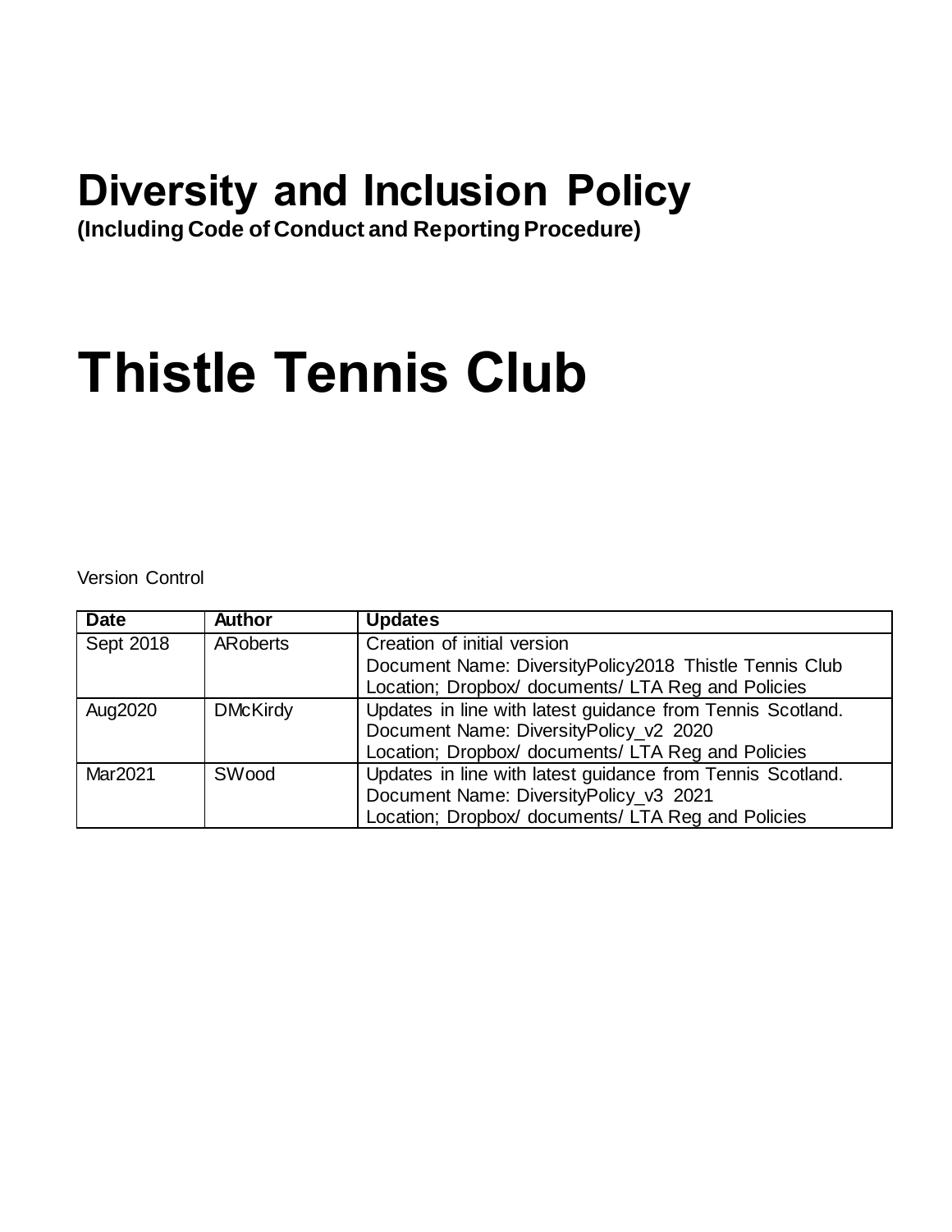# Diversity and Inclusion Policy

**(Including Code of Conduct and Reporting Procedure)**

# Thistle Tennis Club

Version Control

| Date | Author | Updates |
|---|---|---|
| Sept 2018 | ARoberts | Creation of initial version<br>Document Name: DiversityPolicy2018 Thistle Tennis Club<br>Location; Dropbox/ documents/ LTA Reg and Policies |
| Aug2020 | DMcKirdy | Updates in line with latest guidance from Tennis Scotland.<br>Document Name: DiversityPolicy_v2 2020<br>Location; Dropbox/ documents/ LTA Reg and Policies |
| Mar2021 | SWood | Updates in line with latest guidance from Tennis Scotland.<br>Document Name: DiversityPolicy_v3 2021<br>Location; Dropbox/ documents/ LTA Reg and Policies |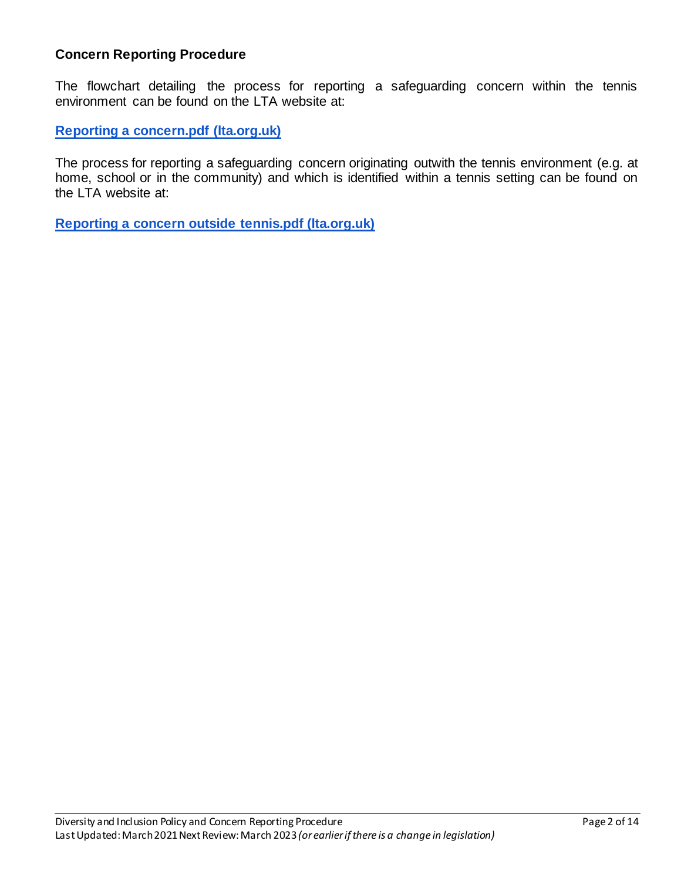**Concern Reporting Procedure**

The flowchart detailing the process for reporting a safeguarding concern within the tennis environment can be found on the LTA website at:

**Reporting a concern.pdf (lta.org.uk)**

The process for reporting a safeguarding concern originating outwith the tennis environment (e.g. at home, school or in the community) and which is identified within a tennis setting can be found on the LTA website at:

**Reporting a concern outside tennis.pdf (lta.org.uk)**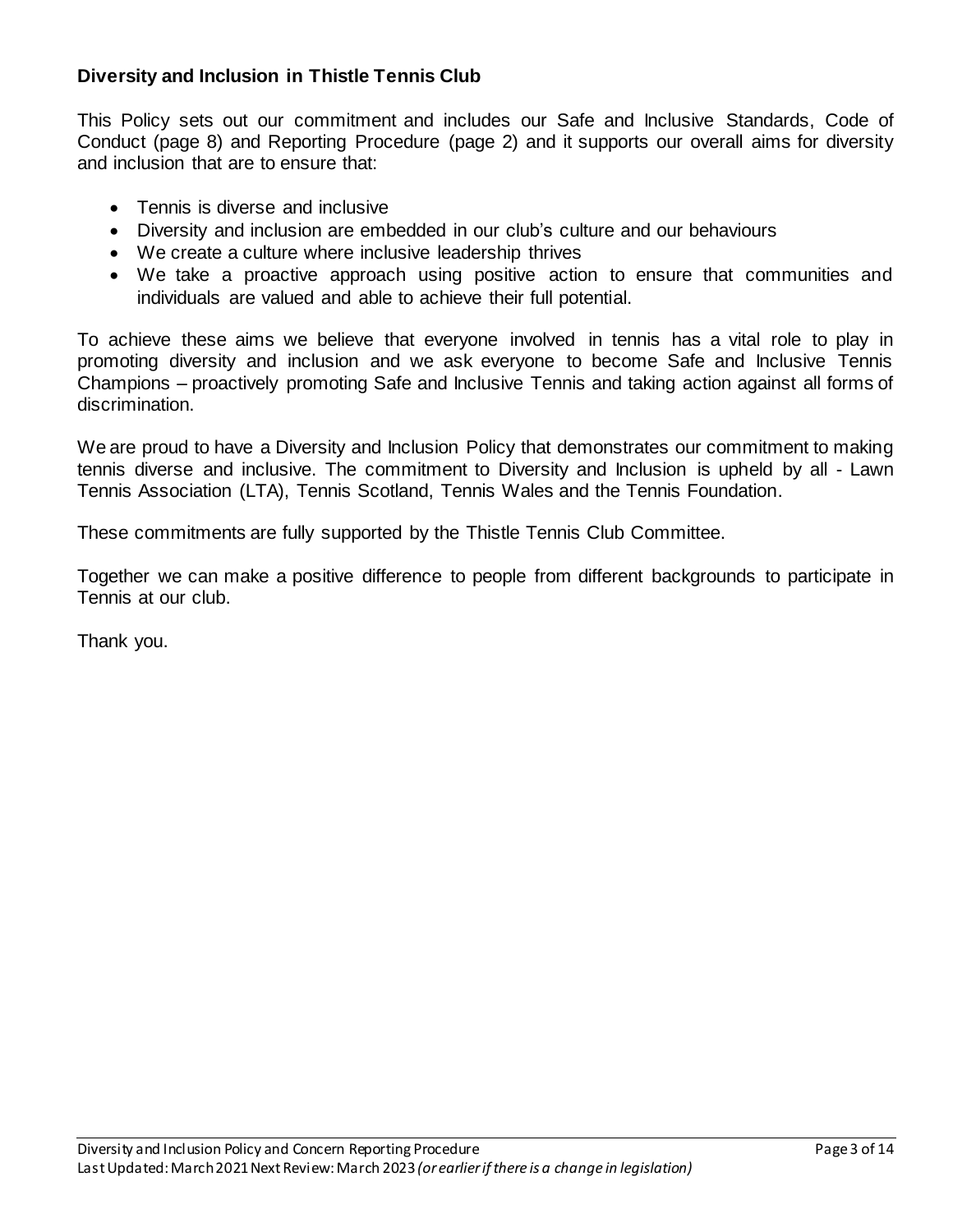**Diversity and Inclusion in Thistle Tennis Club**

This Policy sets out our commitment and includes our Safe and Inclusive Standards, Code of Conduct (page 8) and Reporting Procedure (page 2) and it supports our overall aims for diversity and inclusion that are to ensure that:

- Tennis is diverse and inclusive
- Diversity and inclusion are embedded in our club's culture and our behaviours
- We create a culture where inclusive leadership thrives
- We take a proactive approach using positive action to ensure that communities and individuals are valued and able to achieve their full potential.

To achieve these aims we believe that everyone involved in tennis has a vital role to play in promoting diversity and inclusion and we ask everyone to become Safe and Inclusive Tennis Champions – proactively promoting Safe and Inclusive Tennis and taking action against all forms of discrimination.

We are proud to have a Diversity and Inclusion Policy that demonstrates our commitment to making tennis diverse and inclusive. The commitment to Diversity and Inclusion is upheld by all - Lawn Tennis Association (LTA), Tennis Scotland, Tennis Wales and the Tennis Foundation.

These commitments are fully supported by the Thistle Tennis Club Committee.

Together we can make a positive difference to people from different backgrounds to participate in Tennis at our club.

Thank you.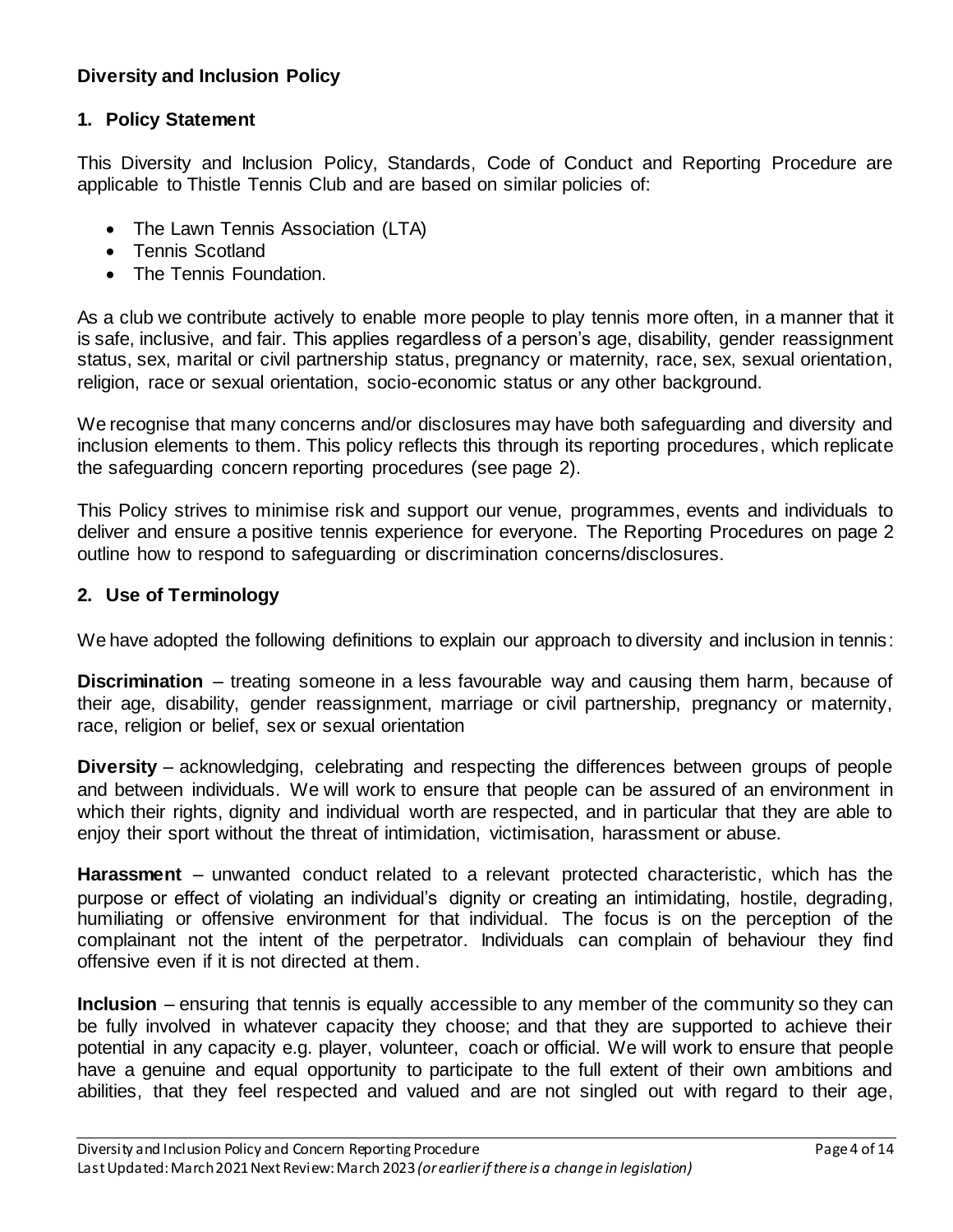**Diversity and Inclusion Policy**

## 1. Policy Statement

This Diversity and Inclusion Policy, Standards, Code of Conduct and Reporting Procedure are applicable to Thistle Tennis Club and are based on similar policies of:

- The Lawn Tennis Association (LTA)
- Tennis Scotland
- The Tennis Foundation.

As a club we contribute actively to enable more people to play tennis more often, in a manner that it is safe, inclusive, and fair. This applies regardless of a person's age, disability, gender reassignment status, sex, marital or civil partnership status, pregnancy or maternity, race, sex, sexual orientation, religion, race or sexual orientation, socio-economic status or any other background.

We recognise that many concerns and/or disclosures may have both safeguarding and diversity and inclusion elements to them. This policy reflects this through its reporting procedures, which replicate the safeguarding concern reporting procedures (see page 2).

This Policy strives to minimise risk and support our venue, programmes, events and individuals to deliver and ensure a positive tennis experience for everyone. The Reporting Procedures on page 2 outline how to respond to safeguarding or discrimination concerns/disclosures.

## 2. Use of Terminology

We have adopted the following definitions to explain our approach to diversity and inclusion in tennis:

**Discrimination** – treating someone in a less favourable way and causing them harm, because of their age, disability, gender reassignment, marriage or civil partnership, pregnancy or maternity, race, religion or belief, sex or sexual orientation

**Diversity** – acknowledging, celebrating and respecting the differences between groups of people and between individuals. We will work to ensure that people can be assured of an environment in which their rights, dignity and individual worth are respected, and in particular that they are able to enjoy their sport without the threat of intimidation, victimisation, harassment or abuse.

**Harassment** – unwanted conduct related to a relevant protected characteristic, which has the purpose or effect of violating an individual's dignity or creating an intimidating, hostile, degrading, humiliating or offensive environment for that individual. The focus is on the perception of the complainant not the intent of the perpetrator. Individuals can complain of behaviour they find offensive even if it is not directed at them.

**Inclusion** – ensuring that tennis is equally accessible to any member of the community so they can be fully involved in whatever capacity they choose; and that they are supported to achieve their potential in any capacity e.g. player, volunteer, coach or official. We will work to ensure that people have a genuine and equal opportunity to participate to the full extent of their own ambitions and abilities, that they feel respected and valued and are not singled out with regard to their age,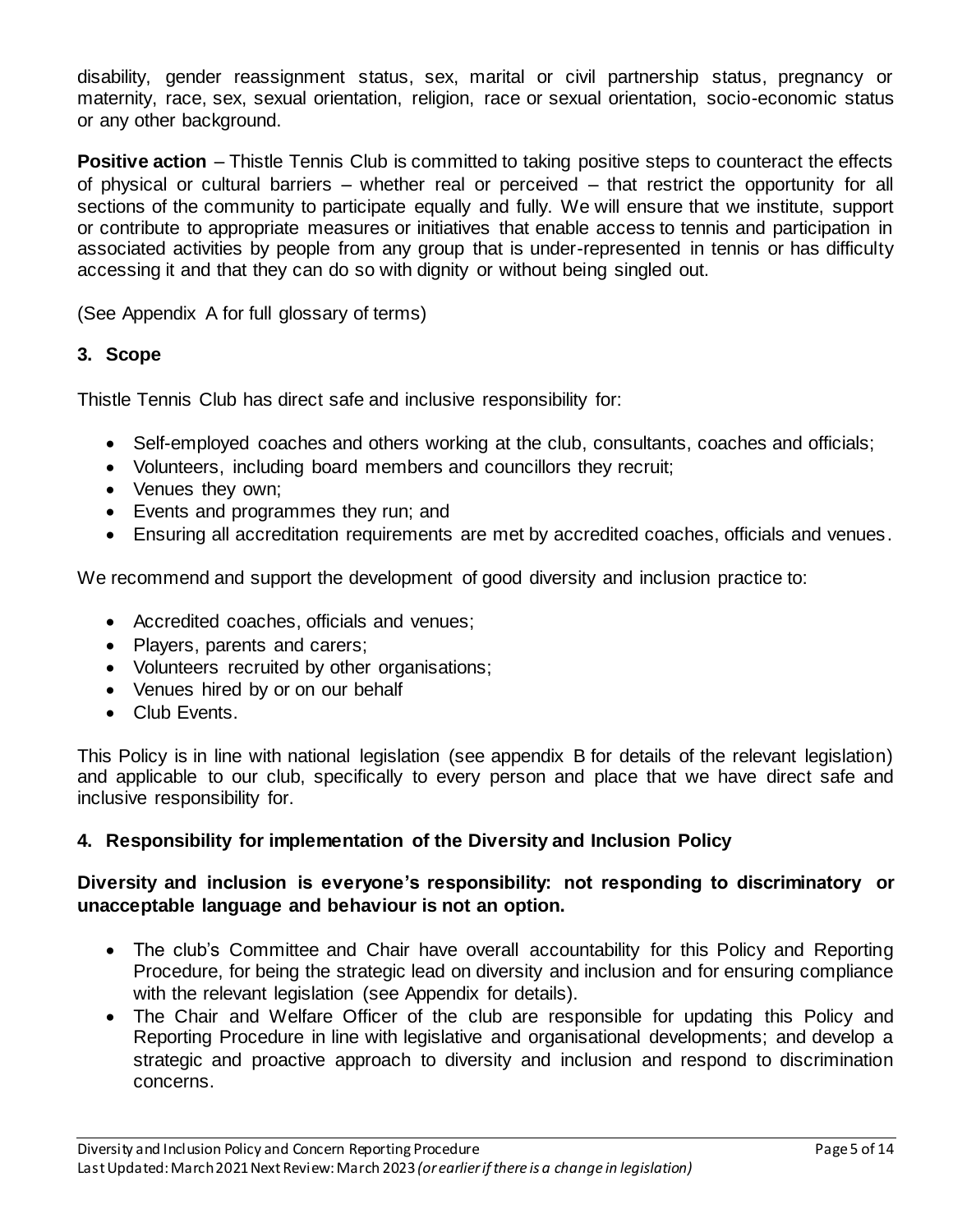disability, gender reassignment status, sex, marital or civil partnership status, pregnancy or maternity, race, sex, sexual orientation, religion, race or sexual orientation, socio-economic status or any other background.

**Positive action** – Thistle Tennis Club is committed to taking positive steps to counteract the effects of physical or cultural barriers – whether real or perceived – that restrict the opportunity for all sections of the community to participate equally and fully. We will ensure that we institute, support or contribute to appropriate measures or initiatives that enable access to tennis and participation in associated activities by people from any group that is under-represented in tennis or has difficulty accessing it and that they can do so with dignity or without being singled out.

(See Appendix A for full glossary of terms)

## 3. Scope

Thistle Tennis Club has direct safe and inclusive responsibility for:

- Self-employed coaches and others working at the club, consultants, coaches and officials;
- Volunteers, including board members and councillors they recruit;
- Venues they own;
- Events and programmes they run; and
- Ensuring all accreditation requirements are met by accredited coaches, officials and venues.

We recommend and support the development of good diversity and inclusion practice to:

- Accredited coaches, officials and venues;
- Players, parents and carers;
- Volunteers recruited by other organisations;
- Venues hired by or on our behalf
- Club Events.

This Policy is in line with national legislation (see appendix B for details of the relevant legislation) and applicable to our club, specifically to every person and place that we have direct safe and inclusive responsibility for.

## 4. Responsibility for implementation of the Diversity and Inclusion Policy

**Diversity and inclusion is everyone's responsibility: not responding to discriminatory or unacceptable language and behaviour is not an option.**

- The club's Committee and Chair have overall accountability for this Policy and Reporting Procedure, for being the strategic lead on diversity and inclusion and for ensuring compliance with the relevant legislation (see Appendix for details).
- The Chair and Welfare Officer of the club are responsible for updating this Policy and Reporting Procedure in line with legislative and organisational developments; and develop a strategic and proactive approach to diversity and inclusion and respond to discrimination concerns.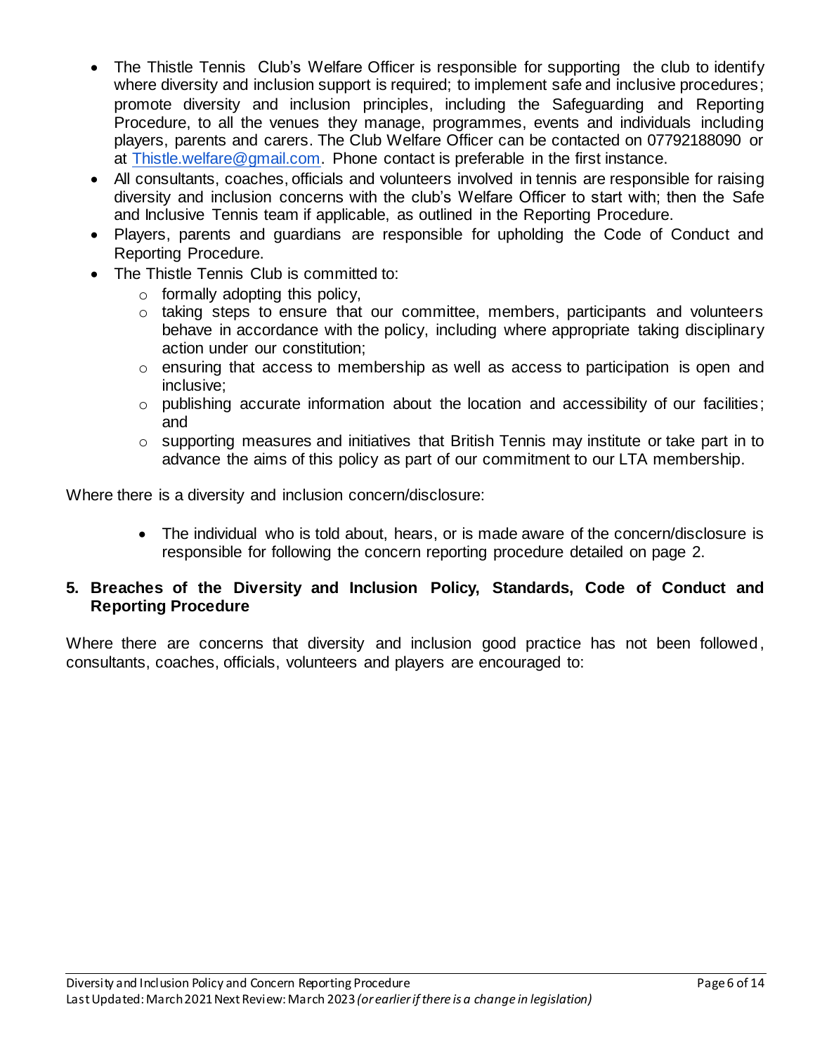- The Thistle Tennis Club's Welfare Officer is responsible for supporting the club to identify where diversity and inclusion support is required; to implement safe and inclusive procedures; promote diversity and inclusion principles, including the Safeguarding and Reporting Procedure, to all the venues they manage, programmes, events and individuals including players, parents and carers. The Club Welfare Officer can be contacted on 07792188090 or at Thistle.welfare@gmail.com. Phone contact is preferable in the first instance.
- All consultants, coaches, officials and volunteers involved in tennis are responsible for raising diversity and inclusion concerns with the club's Welfare Officer to start with; then the Safe and Inclusive Tennis team if applicable, as outlined in the Reporting Procedure.
- Players, parents and guardians are responsible for upholding the Code of Conduct and Reporting Procedure.
- The Thistle Tennis Club is committed to:
    - formally adopting this policy,
    - taking steps to ensure that our committee, members, participants and volunteers behave in accordance with the policy, including where appropriate taking disciplinary action under our constitution;
    - ensuring that access to membership as well as access to participation is open and inclusive;
    - publishing accurate information about the location and accessibility of our facilities; and
    - supporting measures and initiatives that British Tennis may institute or take part in to advance the aims of this policy as part of our commitment to our LTA membership.

Where there is a diversity and inclusion concern/disclosure:

- The individual who is told about, hears, or is made aware of the concern/disclosure is responsible for following the concern reporting procedure detailed on page 2.

## 5. Breaches of the Diversity and Inclusion Policy, Standards, Code of Conduct and Reporting Procedure

Where there are concerns that diversity and inclusion good practice has not been followed, consultants, coaches, officials, volunteers and players are encouraged to: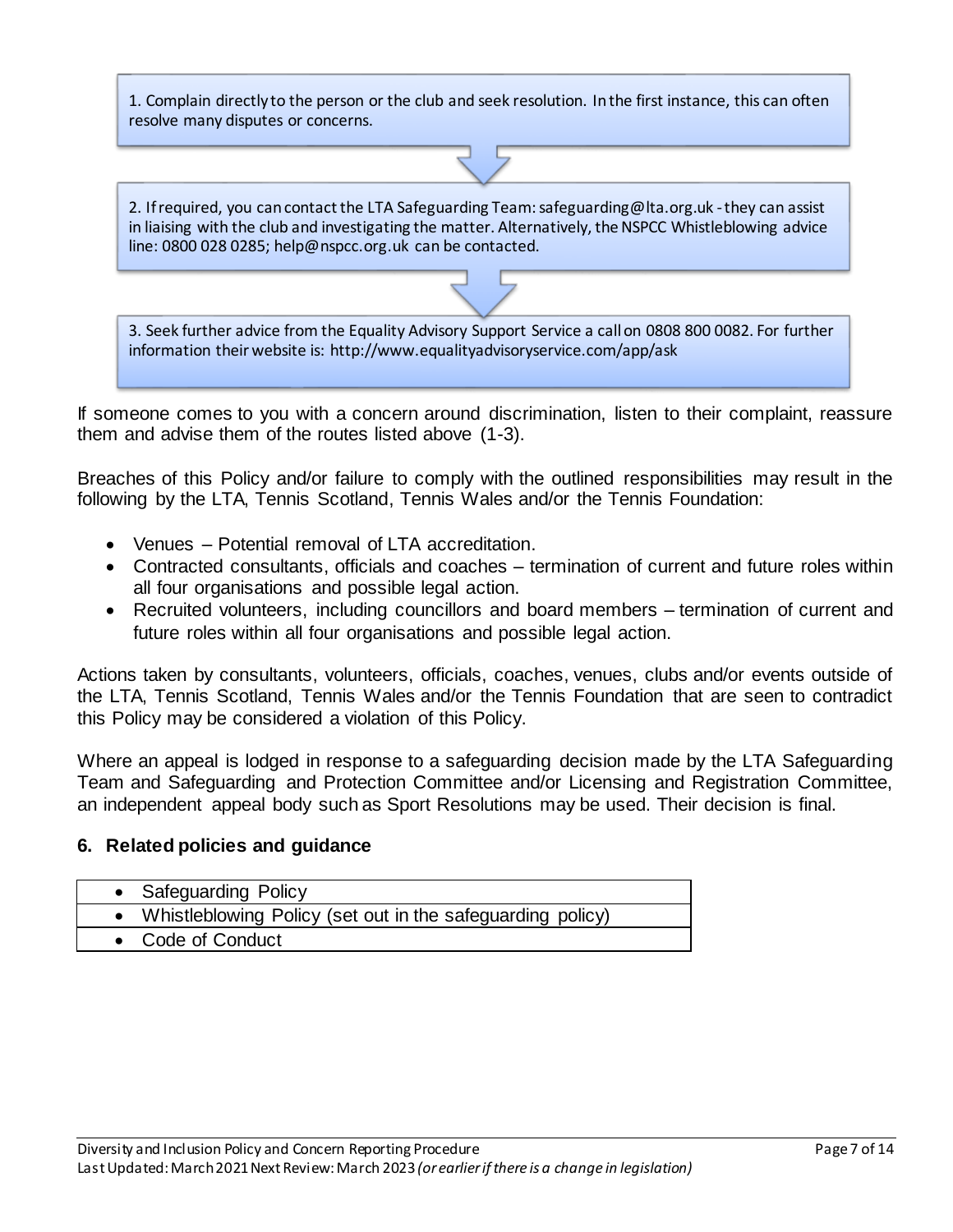1. Complain directly to the person or the club and seek resolution. In the first instance, this can often resolve many disputes or concerns.

2. If required, you can contact the LTA Safeguarding Team: safeguarding@lta.org.uk - they can assist in liaising with the club and investigating the matter. Alternatively, the NSPCC Whistleblowing advice line: 0800 028 0285; help@nspcc.org.uk can be contacted.

3. Seek further advice from the Equality Advisory Support Service a call on 0808 800 0082. For further information their website is: http://www.equalityadvisoryservice.com/app/ask

If someone comes to you with a concern around discrimination, listen to their complaint, reassure them and advise them of the routes listed above (1-3).

Breaches of this Policy and/or failure to comply with the outlined responsibilities may result in the following by the LTA, Tennis Scotland, Tennis Wales and/or the Tennis Foundation:

- Venues – Potential removal of LTA accreditation.
- Contracted consultants, officials and coaches – termination of current and future roles within all four organisations and possible legal action.
- Recruited volunteers, including councillors and board members – termination of current and future roles within all four organisations and possible legal action.

Actions taken by consultants, volunteers, officials, coaches, venues, clubs and/or events outside of the LTA, Tennis Scotland, Tennis Wales and/or the Tennis Foundation that are seen to contradict this Policy may be considered a violation of this Policy.

Where an appeal is lodged in response to a safeguarding decision made by the LTA Safeguarding Team and Safeguarding and Protection Committee and/or Licensing and Registration Committee, an independent appeal body such as Sport Resolutions may be used. Their decision is final.

## 6. Related policies and guidance

| |
|---|
| • Safeguarding Policy |
| • Whistleblowing Policy (set out in the safeguarding policy) |
| • Code of Conduct |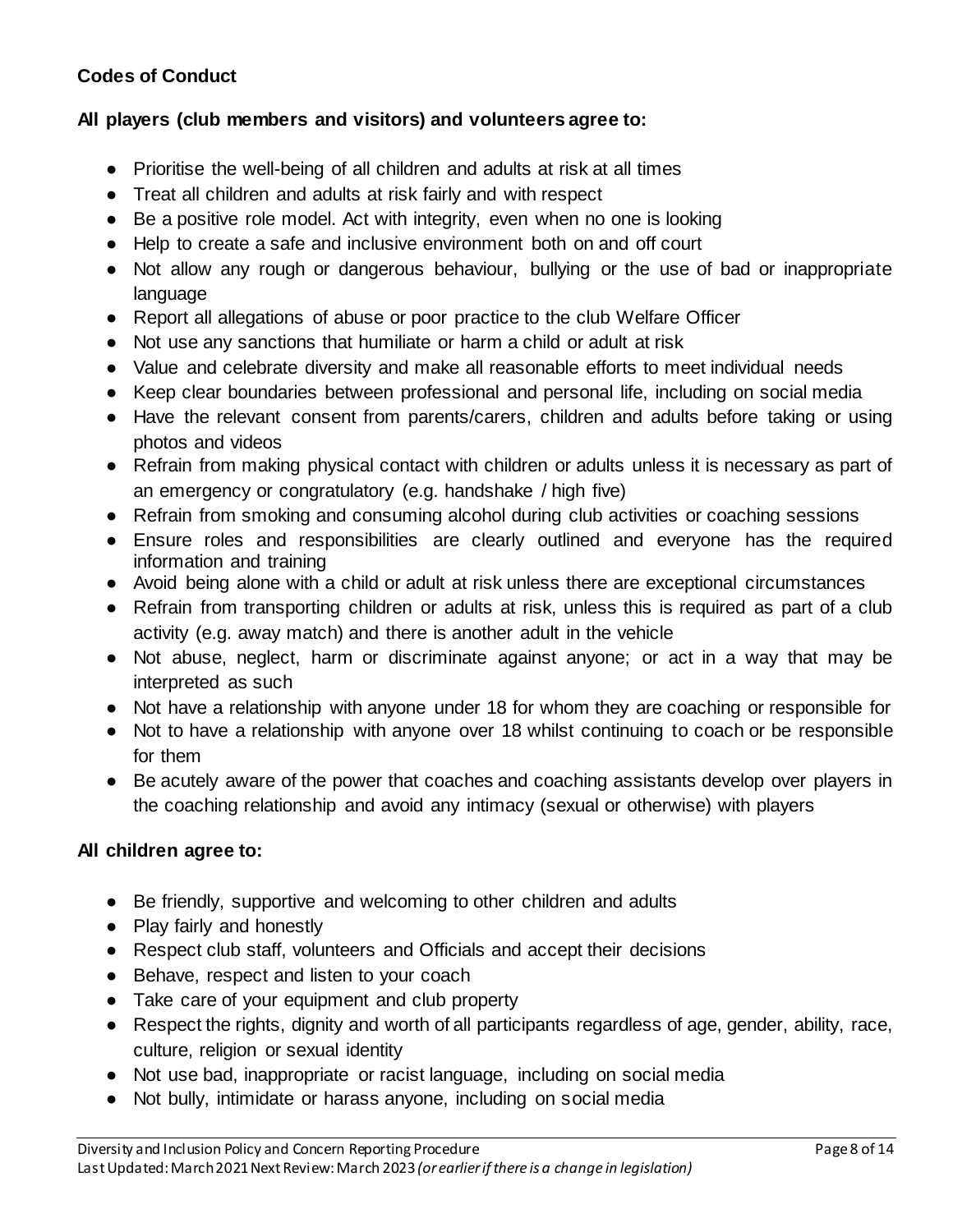**Codes of Conduct**

**All players (club members and visitors) and volunteers agree to:**

- Prioritise the well-being of all children and adults at risk at all times
- Treat all children and adults at risk fairly and with respect
- Be a positive role model. Act with integrity, even when no one is looking
- Help to create a safe and inclusive environment both on and off court
- Not allow any rough or dangerous behaviour, bullying or the use of bad or inappropriate language
- Report all allegations of abuse or poor practice to the club Welfare Officer
- Not use any sanctions that humiliate or harm a child or adult at risk
- Value and celebrate diversity and make all reasonable efforts to meet individual needs
- Keep clear boundaries between professional and personal life, including on social media
- Have the relevant consent from parents/carers, children and adults before taking or using photos and videos
- Refrain from making physical contact with children or adults unless it is necessary as part of an emergency or congratulatory (e.g. handshake / high five)
- Refrain from smoking and consuming alcohol during club activities or coaching sessions
- Ensure roles and responsibilities are clearly outlined and everyone has the required information and training
- Avoid being alone with a child or adult at risk unless there are exceptional circumstances
- Refrain from transporting children or adults at risk, unless this is required as part of a club activity (e.g. away match) and there is another adult in the vehicle
- Not abuse, neglect, harm or discriminate against anyone; or act in a way that may be interpreted as such
- Not have a relationship with anyone under 18 for whom they are coaching or responsible for
- Not to have a relationship with anyone over 18 whilst continuing to coach or be responsible for them
- Be acutely aware of the power that coaches and coaching assistants develop over players in the coaching relationship and avoid any intimacy (sexual or otherwise) with players

**All children agree to:**

- Be friendly, supportive and welcoming to other children and adults
- Play fairly and honestly
- Respect club staff, volunteers and Officials and accept their decisions
- Behave, respect and listen to your coach
- Take care of your equipment and club property
- Respect the rights, dignity and worth of all participants regardless of age, gender, ability, race, culture, religion or sexual identity
- Not use bad, inappropriate or racist language, including on social media
- Not bully, intimidate or harass anyone, including on social media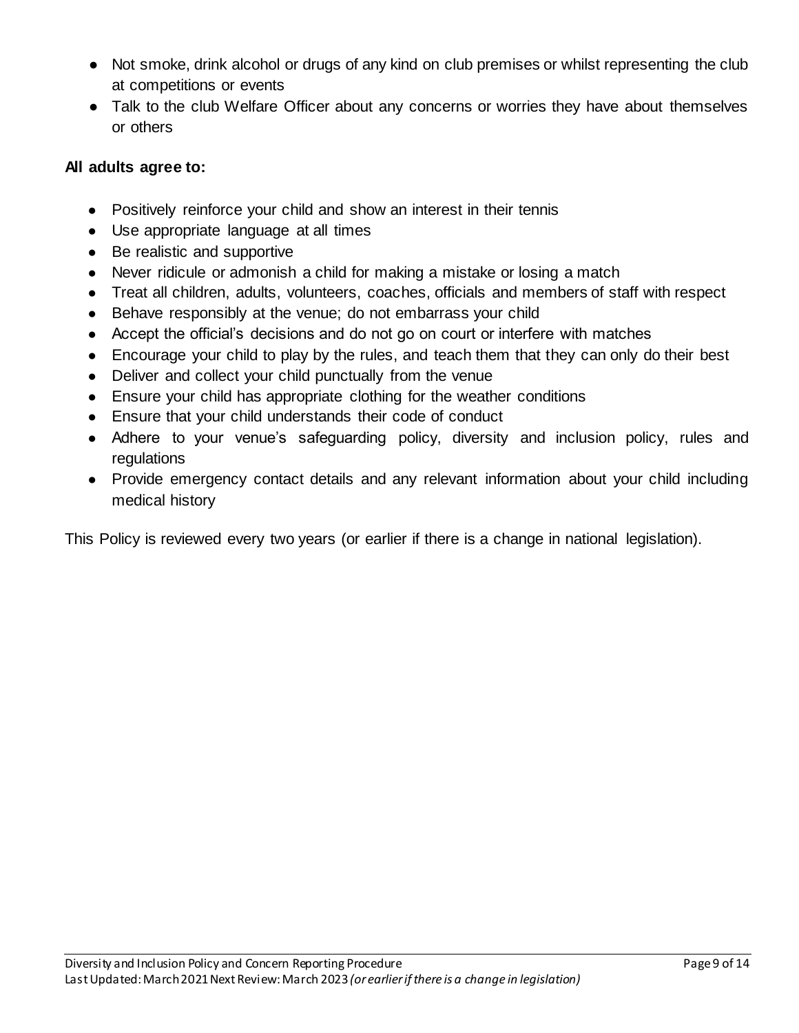- Not smoke, drink alcohol or drugs of any kind on club premises or whilst representing the club at competitions or events
- Talk to the club Welfare Officer about any concerns or worries they have about themselves or others

**All adults agree to:**

- Positively reinforce your child and show an interest in their tennis
- Use appropriate language at all times
- Be realistic and supportive
- Never ridicule or admonish a child for making a mistake or losing a match
- Treat all children, adults, volunteers, coaches, officials and members of staff with respect
- Behave responsibly at the venue; do not embarrass your child
- Accept the official's decisions and do not go on court or interfere with matches
- Encourage your child to play by the rules, and teach them that they can only do their best
- Deliver and collect your child punctually from the venue
- Ensure your child has appropriate clothing for the weather conditions
- Ensure that your child understands their code of conduct
- Adhere to your venue's safeguarding policy, diversity and inclusion policy, rules and regulations
- Provide emergency contact details and any relevant information about your child including medical history

This Policy is reviewed every two years (or earlier if there is a change in national legislation).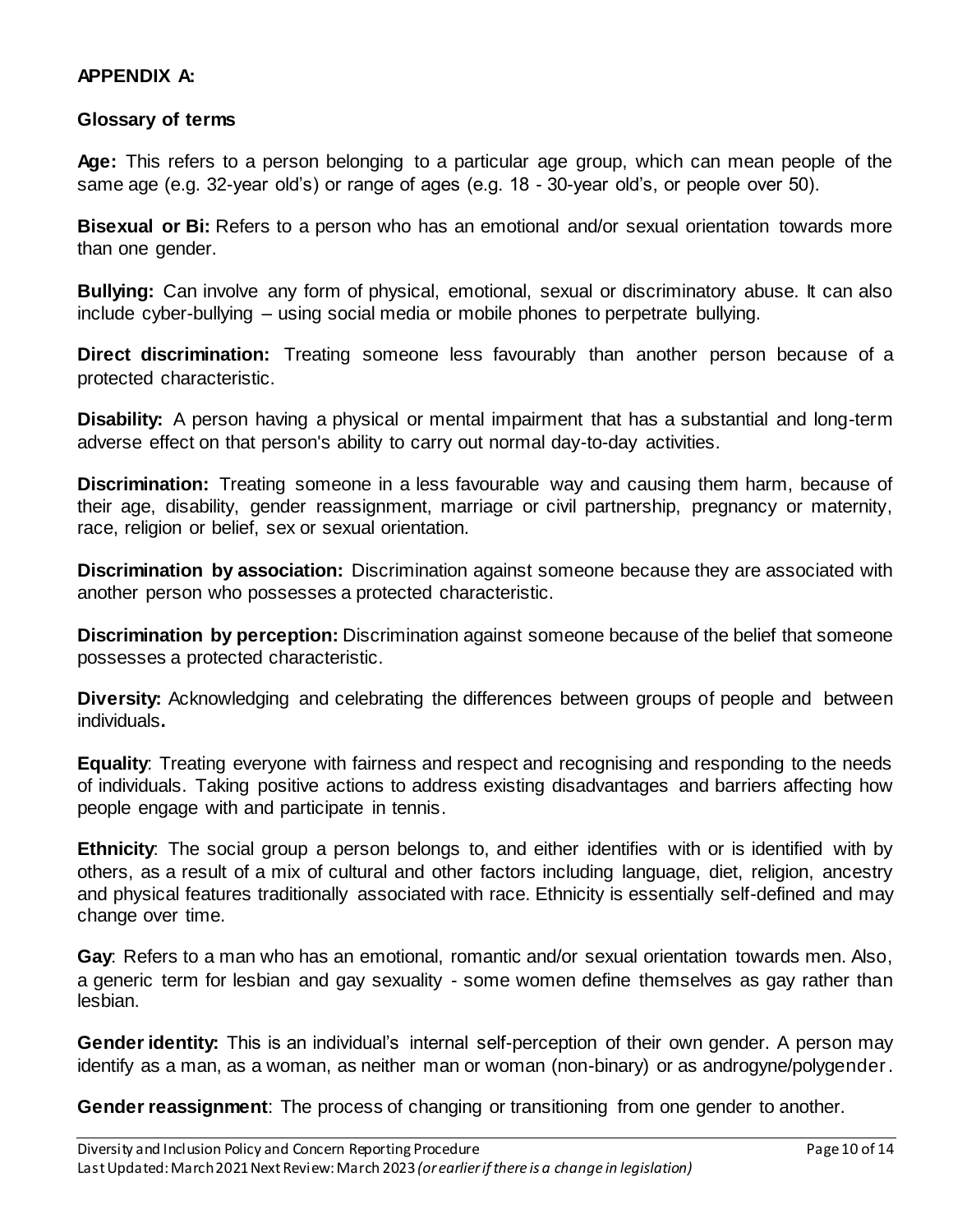**APPENDIX A:**

**Glossary of terms**

**Age:** This refers to a person belonging to a particular age group, which can mean people of the same age (e.g. 32-year old's) or range of ages (e.g. 18 - 30-year old's, or people over 50).

**Bisexual or Bi:** Refers to a person who has an emotional and/or sexual orientation towards more than one gender.

**Bullying:** Can involve any form of physical, emotional, sexual or discriminatory abuse. It can also include cyber-bullying – using social media or mobile phones to perpetrate bullying.

**Direct discrimination:** Treating someone less favourably than another person because of a protected characteristic.

**Disability:** A person having a physical or mental impairment that has a substantial and long-term adverse effect on that person's ability to carry out normal day-to-day activities.

**Discrimination:** Treating someone in a less favourable way and causing them harm, because of their age, disability, gender reassignment, marriage or civil partnership, pregnancy or maternity, race, religion or belief, sex or sexual orientation.

**Discrimination by association:** Discrimination against someone because they are associated with another person who possesses a protected characteristic.

**Discrimination by perception:** Discrimination against someone because of the belief that someone possesses a protected characteristic.

**Diversity:** Acknowledging and celebrating the differences between groups of people and between individuals**.**

**Equality**: Treating everyone with fairness and respect and recognising and responding to the needs of individuals. Taking positive actions to address existing disadvantages and barriers affecting how people engage with and participate in tennis.

**Ethnicity**: The social group a person belongs to, and either identifies with or is identified with by others, as a result of a mix of cultural and other factors including language, diet, religion, ancestry and physical features traditionally associated with race. Ethnicity is essentially self-defined and may change over time.

**Gay**: Refers to a man who has an emotional, romantic and/or sexual orientation towards men. Also, a generic term for lesbian and gay sexuality - some women define themselves as gay rather than lesbian.

**Gender identity:** This is an individual's internal self-perception of their own gender. A person may identify as a man, as a woman, as neither man or woman (non-binary) or as androgyne/polygender.

**Gender reassignment**: The process of changing or transitioning from one gender to another.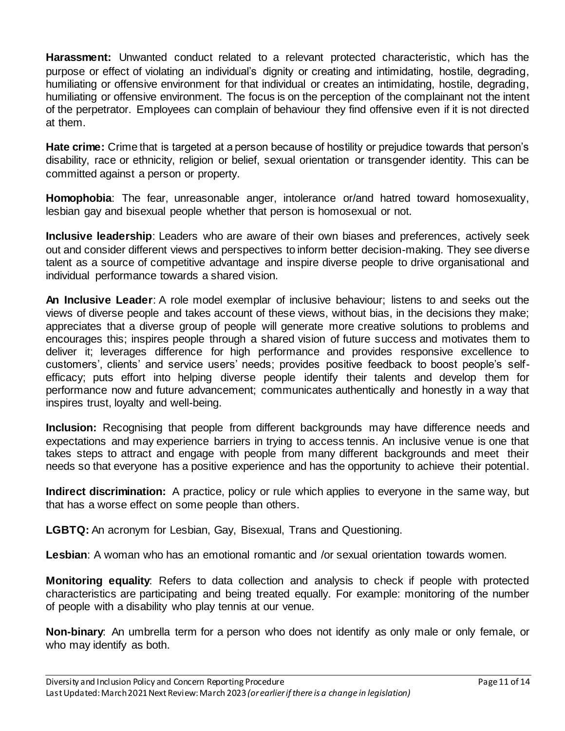**Harassment:** Unwanted conduct related to a relevant protected characteristic, which has the purpose or effect of violating an individual's dignity or creating and intimidating, hostile, degrading, humiliating or offensive environment for that individual or creates an intimidating, hostile, degrading, humiliating or offensive environment. The focus is on the perception of the complainant not the intent of the perpetrator. Employees can complain of behaviour they find offensive even if it is not directed at them.

**Hate crime:** Crime that is targeted at a person because of hostility or prejudice towards that person's disability, race or ethnicity, religion or belief, sexual orientation or transgender identity. This can be committed against a person or property.

**Homophobia**: The fear, unreasonable anger, intolerance or/and hatred toward homosexuality, lesbian gay and bisexual people whether that person is homosexual or not.

**Inclusive leadership**: Leaders who are aware of their own biases and preferences, actively seek out and consider different views and perspectives to inform better decision-making. They see diverse talent as a source of competitive advantage and inspire diverse people to drive organisational and individual performance towards a shared vision.

**An Inclusive Leader**: A role model exemplar of inclusive behaviour; listens to and seeks out the views of diverse people and takes account of these views, without bias, in the decisions they make; appreciates that a diverse group of people will generate more creative solutions to problems and encourages this; inspires people through a shared vision of future success and motivates them to deliver it; leverages difference for high performance and provides responsive excellence to customers', clients' and service users' needs; provides positive feedback to boost people's self-efficacy; puts effort into helping diverse people identify their talents and develop them for performance now and future advancement; communicates authentically and honestly in a way that inspires trust, loyalty and well-being.

**Inclusion:** Recognising that people from different backgrounds may have difference needs and expectations and may experience barriers in trying to access tennis. An inclusive venue is one that takes steps to attract and engage with people from many different backgrounds and meet their needs so that everyone has a positive experience and has the opportunity to achieve their potential.

**Indirect discrimination:** A practice, policy or rule which applies to everyone in the same way, but that has a worse effect on some people than others.

**LGBTQ:** An acronym for Lesbian, Gay, Bisexual, Trans and Questioning.

**Lesbian**: A woman who has an emotional romantic and /or sexual orientation towards women.

**Monitoring equality**: Refers to data collection and analysis to check if people with protected characteristics are participating and being treated equally. For example: monitoring of the number of people with a disability who play tennis at our venue.

**Non-binary**: An umbrella term for a person who does not identify as only male or only female, or who may identify as both.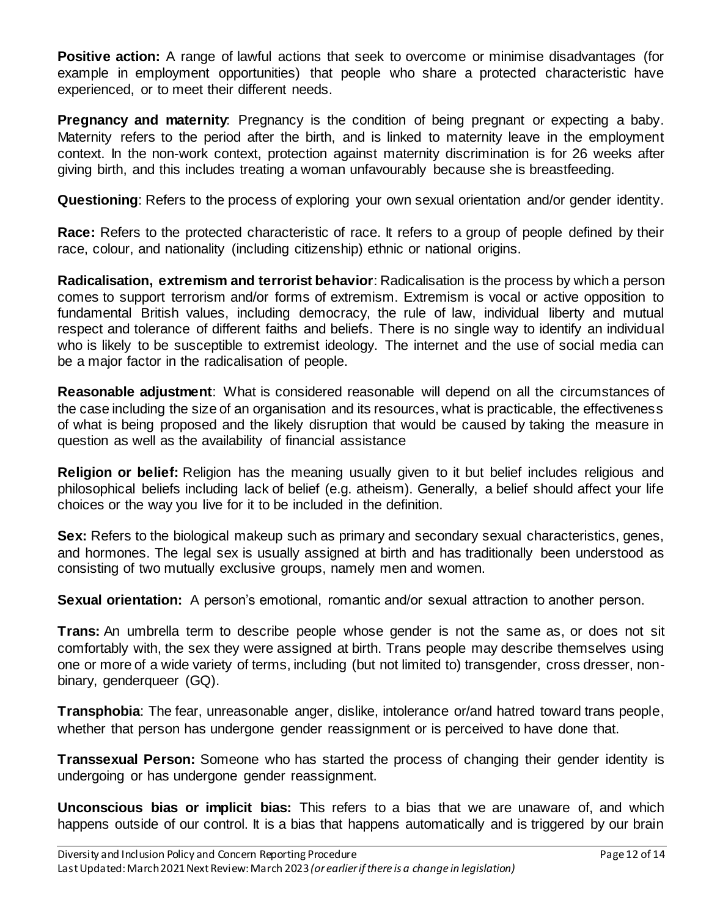**Positive action:** A range of lawful actions that seek to overcome or minimise disadvantages (for example in employment opportunities) that people who share a protected characteristic have experienced, or to meet their different needs.

**Pregnancy and maternity**: Pregnancy is the condition of being pregnant or expecting a baby. Maternity refers to the period after the birth, and is linked to maternity leave in the employment context. In the non-work context, protection against maternity discrimination is for 26 weeks after giving birth, and this includes treating a woman unfavourably because she is breastfeeding.

**Questioning**: Refers to the process of exploring your own sexual orientation and/or gender identity.

**Race:** Refers to the protected characteristic of race. It refers to a group of people defined by their race, colour, and nationality (including citizenship) ethnic or national origins.

**Radicalisation, extremism and terrorist behavior**: Radicalisation is the process by which a person comes to support terrorism and/or forms of extremism. Extremism is vocal or active opposition to fundamental British values, including democracy, the rule of law, individual liberty and mutual respect and tolerance of different faiths and beliefs. There is no single way to identify an individual who is likely to be susceptible to extremist ideology. The internet and the use of social media can be a major factor in the radicalisation of people.

**Reasonable adjustment**: What is considered reasonable will depend on all the circumstances of the case including the size of an organisation and its resources, what is practicable, the effectiveness of what is being proposed and the likely disruption that would be caused by taking the measure in question as well as the availability of financial assistance

**Religion or belief:** Religion has the meaning usually given to it but belief includes religious and philosophical beliefs including lack of belief (e.g. atheism). Generally, a belief should affect your life choices or the way you live for it to be included in the definition.

**Sex:** Refers to the biological makeup such as primary and secondary sexual characteristics, genes, and hormones. The legal sex is usually assigned at birth and has traditionally been understood as consisting of two mutually exclusive groups, namely men and women.

**Sexual orientation:** A person's emotional, romantic and/or sexual attraction to another person.

**Trans:** An umbrella term to describe people whose gender is not the same as, or does not sit comfortably with, the sex they were assigned at birth. Trans people may describe themselves using one or more of a wide variety of terms, including (but not limited to) transgender, cross dresser, non-binary, genderqueer (GQ).

**Transphobia**: The fear, unreasonable anger, dislike, intolerance or/and hatred toward trans people, whether that person has undergone gender reassignment or is perceived to have done that.

**Transsexual Person:** Someone who has started the process of changing their gender identity is undergoing or has undergone gender reassignment.

**Unconscious bias or implicit bias:** This refers to a bias that we are unaware of, and which happens outside of our control. It is a bias that happens automatically and is triggered by our brain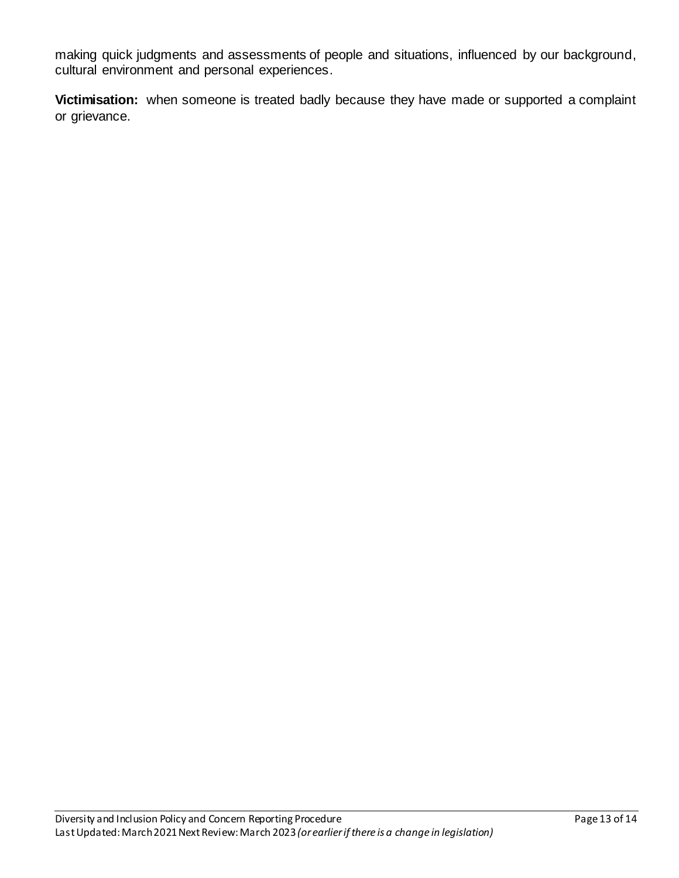making quick judgments and assessments of people and situations, influenced by our background, cultural environment and personal experiences.

**Victimisation:** when someone is treated badly because they have made or supported a complaint or grievance.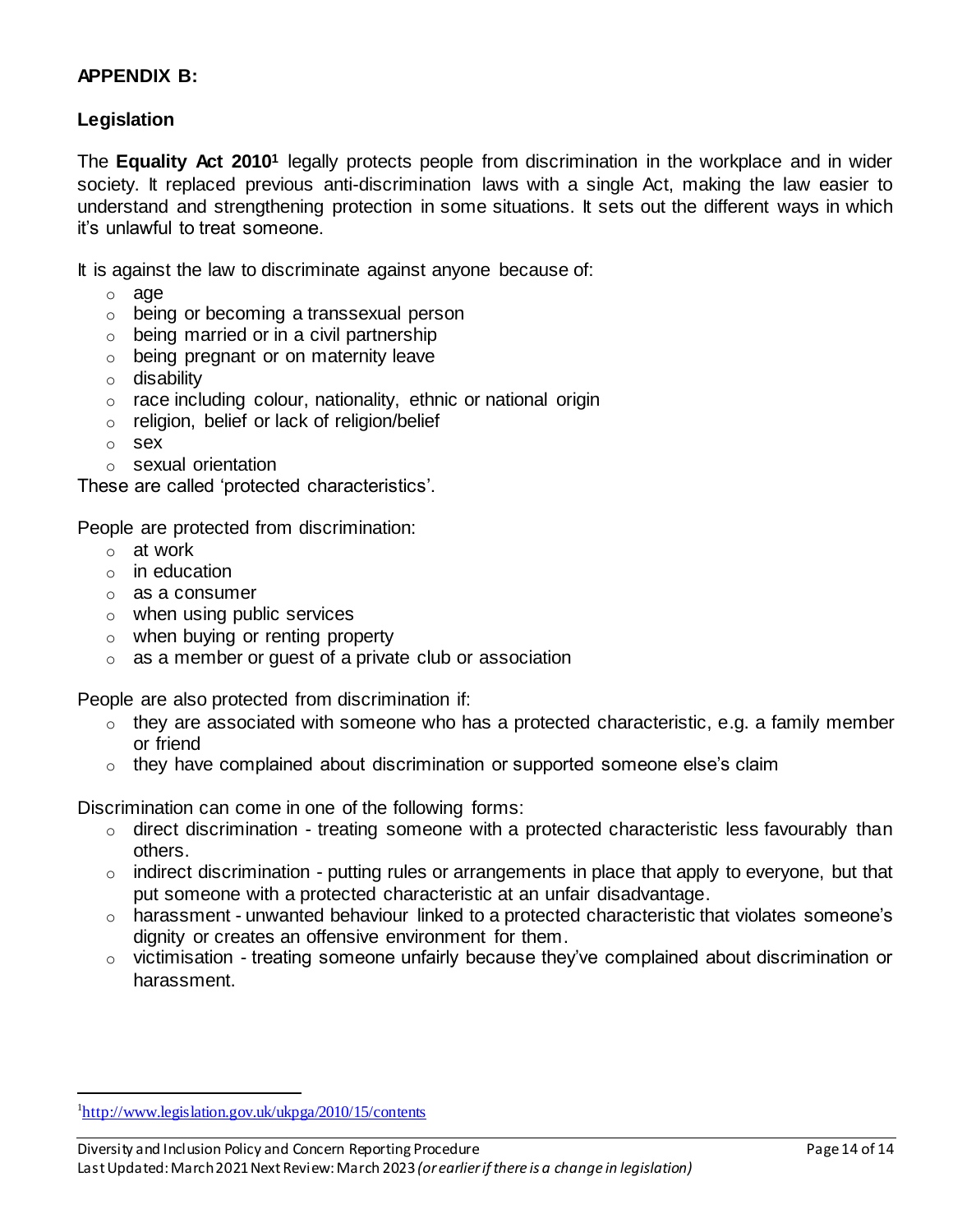## APPENDIX B:

### Legislation

The **Equality Act 2010**[1] legally protects people from discrimination in the workplace and in wider society. It replaced previous anti-discrimination laws with a single Act, making the law easier to understand and strengthening protection in some situations. It sets out the different ways in which it's unlawful to treat someone.

It is against the law to discriminate against anyone because of:

- age
- being or becoming a transsexual person
- being married or in a civil partnership
- being pregnant or on maternity leave
- disability
- race including colour, nationality, ethnic or national origin
- religion, belief or lack of religion/belief
- sex
- sexual orientation

These are called 'protected characteristics'.

People are protected from discrimination:

- at work
- in education
- as a consumer
- when using public services
- when buying or renting property
- as a member or guest of a private club or association

People are also protected from discrimination if:

- they are associated with someone who has a protected characteristic, e.g. a family member or friend
- they have complained about discrimination or supported someone else's claim

Discrimination can come in one of the following forms:

- direct discrimination - treating someone with a protected characteristic less favourably than others.
- indirect discrimination - putting rules or arrangements in place that apply to everyone, but that put someone with a protected characteristic at an unfair disadvantage.
- harassment - unwanted behaviour linked to a protected characteristic that violates someone's dignity or creates an offensive environment for them.
- victimisation - treating someone unfairly because they've complained about discrimination or harassment.

---

[1] http://www.legislation.gov.uk/ukpga/2010/15/contents